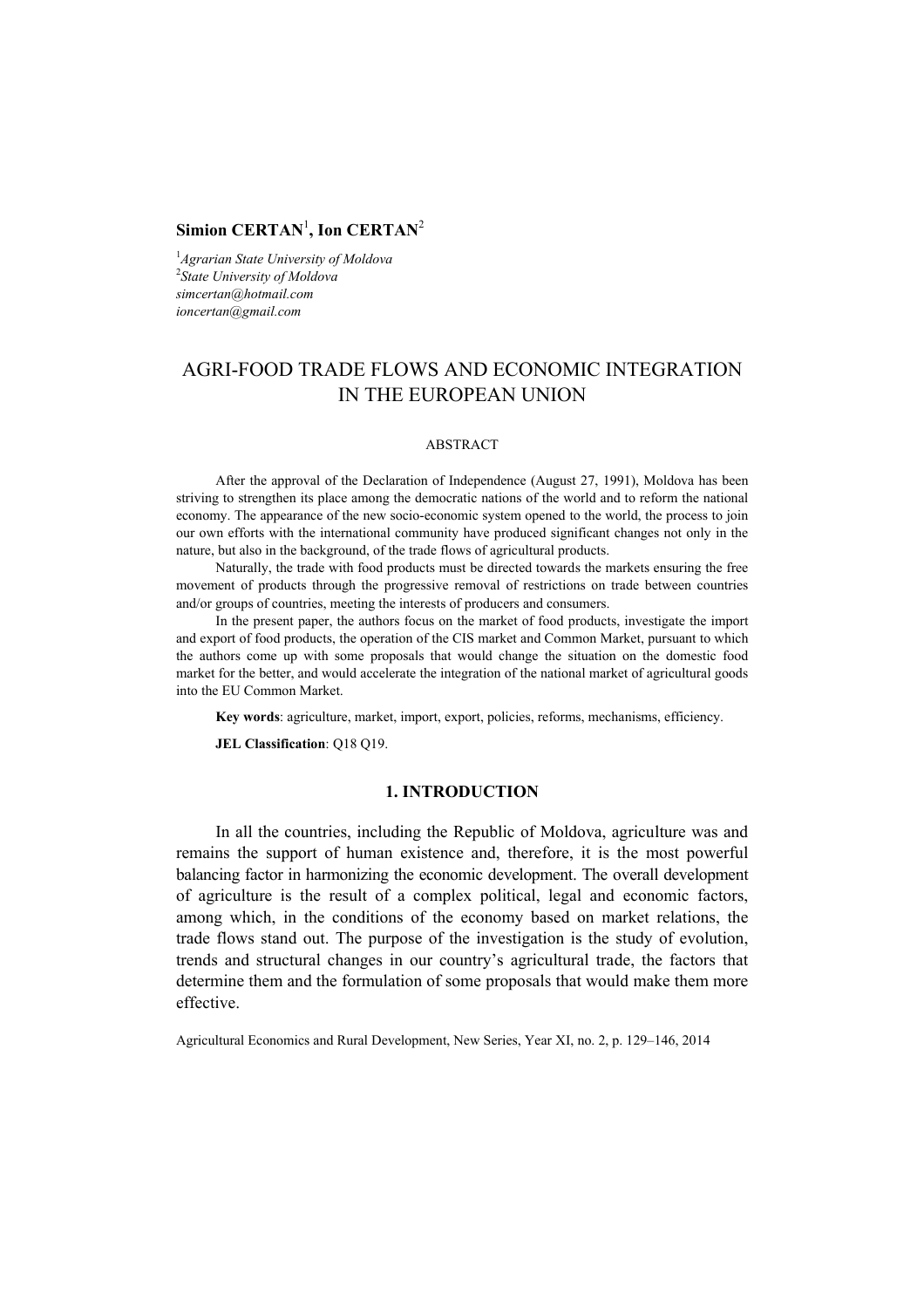**Simion CERTAN**[1], **Ion CERTAN**[2]

[1]*Agrarian State University of Moldova*
[2]*State University of Moldova*
*simcertan@hotmail.com*
*ioncertan@gmail.com*

# AGRI-FOOD TRADE FLOWS AND ECONOMIC INTEGRATION IN THE EUROPEAN UNION

ABSTRACT

After the approval of the Declaration of Independence (August 27, 1991), Moldova has been striving to strengthen its place among the democratic nations of the world and to reform the national economy. The appearance of the new socio-economic system opened to the world, the process to join our own efforts with the international community have produced significant changes not only in the nature, but also in the background, of the trade flows of agricultural products.

Naturally, the trade with food products must be directed towards the markets ensuring the free movement of products through the progressive removal of restrictions on trade between countries and/or groups of countries, meeting the interests of producers and consumers.

In the present paper, the authors focus on the market of food products, investigate the import and export of food products, the operation of the CIS market and Common Market, pursuant to which the authors come up with some proposals that would change the situation on the domestic food market for the better, and would accelerate the integration of the national market of agricultural goods into the EU Common Market.

**Key words**: agriculture, market, import, export, policies, reforms, mechanisms, efficiency.

**JEL Classification**: Q18 Q19.

## 1. INTRODUCTION

In all the countries, including the Republic of Moldova, agriculture was and remains the support of human existence and, therefore, it is the most powerful balancing factor in harmonizing the economic development. The overall development of agriculture is the result of a complex political, legal and economic factors, among which, in the conditions of the economy based on market relations, the trade flows stand out. The purpose of the investigation is the study of evolution, trends and structural changes in our country's agricultural trade, the factors that determine them and the formulation of some proposals that would make them more effective.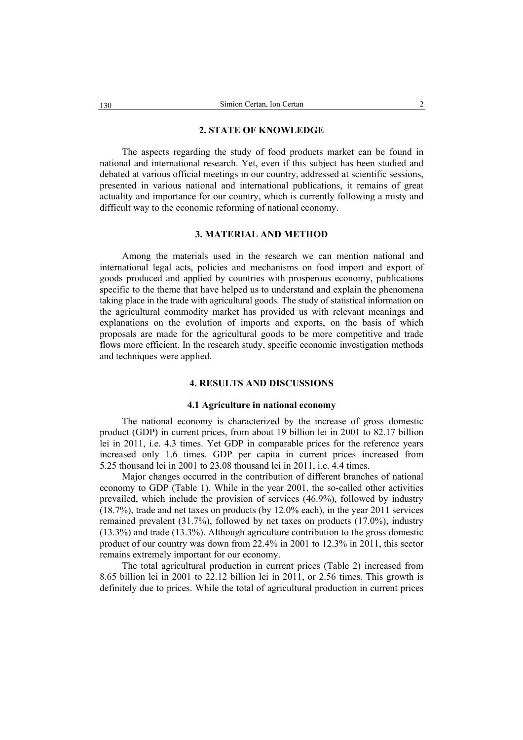## 2. STATE OF KNOWLEDGE

The aspects regarding the study of food products market can be found in national and international research. Yet, even if this subject has been studied and debated at various official meetings in our country, addressed at scientific sessions, presented in various national and international publications, it remains of great actuality and importance for our country, which is currently following a misty and difficult way to the economic reforming of national economy.

## 3. MATERIAL AND METHOD

Among the materials used in the research we can mention national and international legal acts, policies and mechanisms on food import and export of goods produced and applied by countries with prosperous economy, publications specific to the theme that have helped us to understand and explain the phenomena taking place in the trade with agricultural goods. The study of statistical information on the agricultural commodity market has provided us with relevant meanings and explanations on the evolution of imports and exports, on the basis of which proposals are made for the agricultural goods to be more competitive and trade flows more efficient. In the research study, specific economic investigation methods and techniques were applied.

## 4. RESULTS AND DISCUSSIONS

### 4.1 Agriculture in national economy

The national economy is characterized by the increase of gross domestic product (GDP) in current prices, from about 19 billion lei in 2001 to 82.17 billion lei in 2011, i.e. 4.3 times. Yet GDP in comparable prices for the reference years increased only 1.6 times. GDP per capita in current prices increased from 5.25 thousand lei in 2001 to 23.08 thousand lei in 2011, i.e. 4.4 times.

Major changes occurred in the contribution of different branches of national economy to GDP (Table 1). While in the year 2001, the so-called other activities prevailed, which include the provision of services (46.9%), followed by industry (18.7%), trade and net taxes on products (by 12.0% each), in the year 2011 services remained prevalent (31.7%), followed by net taxes on products (17.0%), industry (13.3%) and trade (13.3%). Although agriculture contribution to the gross domestic product of our country was down from 22.4% in 2001 to 12.3% in 2011, this sector remains extremely important for our economy.

The total agricultural production in current prices (Table 2) increased from 8.65 billion lei in 2001 to 22.12 billion lei in 2011, or 2.56 times. This growth is definitely due to prices. While the total of agricultural production in current prices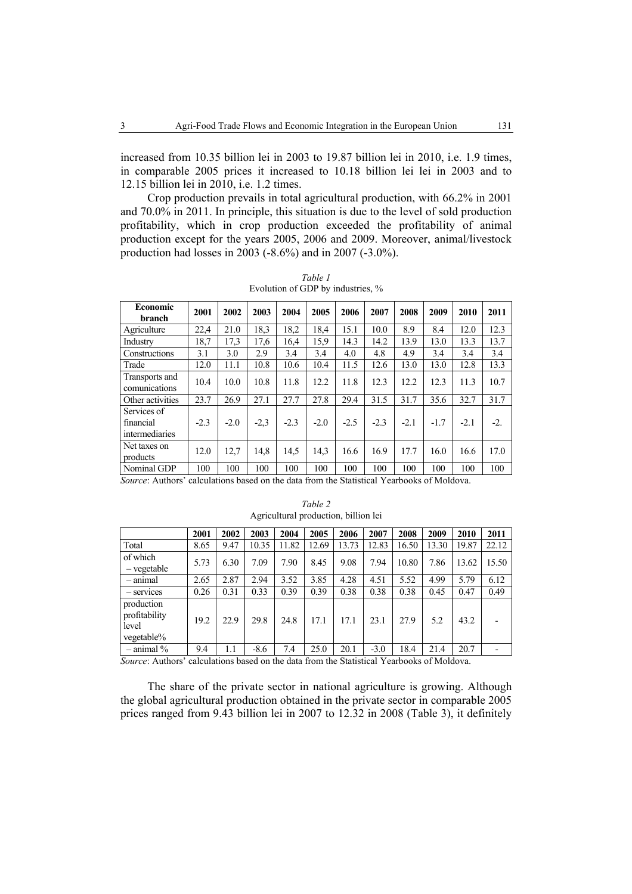increased from 10.35 billion lei in 2003 to 19.87 billion lei in 2010, i.e. 1.9 times, in comparable 2005 prices it increased to 10.18 billion lei lei in 2003 and to 12.15 billion lei in 2010, i.e. 1.2 times.

Crop production prevails in total agricultural production, with 66.2% in 2001 and 70.0% in 2011. In principle, this situation is due to the level of sold production profitability, which in crop production exceeded the profitability of animal production except for the years 2005, 2006 and 2009. Moreover, animal/livestock production had losses in 2003 (-8.6%) and in 2007 (-3.0%).

*Table 1*
Evolution of GDP by industries, %

| Economic branch | 2001 | 2002 | 2003 | 2004 | 2005 | 2006 | 2007 | 2008 | 2009 | 2010 | 2011 |
|---|---|---|---|---|---|---|---|---|---|---|---|
| Agriculture | 22,4 | 21.0 | 18,3 | 18,2 | 18,4 | 15.1 | 10.0 | 8.9 | 8.4 | 12.0 | 12.3 |
| Industry | 18,7 | 17,3 | 17,6 | 16,4 | 15,9 | 14.3 | 14.2 | 13.9 | 13.0 | 13.3 | 13.7 |
| Constructions | 3.1 | 3.0 | 2.9 | 3.4 | 3.4 | 4.0 | 4.8 | 4.9 | 3.4 | 3.4 | 3.4 |
| Trade | 12.0 | 11.1 | 10.8 | 10.6 | 10.4 | 11.5 | 12.6 | 13.0 | 13.0 | 12.8 | 13.3 |
| Transports and comunications | 10.4 | 10.0 | 10.8 | 11.8 | 12.2 | 11.8 | 12.3 | 12.2 | 12.3 | 11.3 | 10.7 |
| Other activities | 23.7 | 26.9 | 27.1 | 27.7 | 27.8 | 29.4 | 31.5 | 31.7 | 35.6 | 32.7 | 31.7 |
| Services of financial intermediaries | -2.3 | -2.0 | -2,3 | -2.3 | -2.0 | -2.5 | -2.3 | -2.1 | -1.7 | -2.1 | -2. |
| Net taxes on products | 12.0 | 12,7 | 14,8 | 14,5 | 14,3 | 16.6 | 16.9 | 17.7 | 16.0 | 16.6 | 17.0 |
| Nominal GDP | 100 | 100 | 100 | 100 | 100 | 100 | 100 | 100 | 100 | 100 | 100 |

*Source*: Authors' calculations based on the data from the Statistical Yearbooks of Moldova.

*Table 2*
Agricultural production, billion lei

| | 2001 | 2002 | 2003 | 2004 | 2005 | 2006 | 2007 | 2008 | 2009 | 2010 | 2011 |
|---|---|---|---|---|---|---|---|---|---|---|---|
| Total | 8.65 | 9.47 | 10.35 | 11.82 | 12.69 | 13.73 | 12.83 | 16.50 | 13.30 | 19.87 | 22.12 |
| of which – vegetable | 5.73 | 6.30 | 7.09 | 7.90 | 8.45 | 9.08 | 7.94 | 10.80 | 7.86 | 13.62 | 15.50 |
| – animal | 2.65 | 2.87 | 2.94 | 3.52 | 3.85 | 4.28 | 4.51 | 5.52 | 4.99 | 5.79 | 6.12 |
| – services | 0.26 | 0.31 | 0.33 | 0.39 | 0.39 | 0.38 | 0.38 | 0.38 | 0.45 | 0.47 | 0.49 |
| production profitability level vegetable% | 19.2 | 22.9 | 29.8 | 24.8 | 17.1 | 17.1 | 23.1 | 27.9 | 5.2 | 43.2 | - |
| – animal % | 9.4 | 1.1 | -8.6 | 7.4 | 25.0 | 20.1 | -3.0 | 18.4 | 21.4 | 20.7 | - |

*Source*: Authors' calculations based on the data from the Statistical Yearbooks of Moldova.

The share of the private sector in national agriculture is growing. Although the global agricultural production obtained in the private sector in comparable 2005 prices ranged from 9.43 billion lei in 2007 to 12.32 in 2008 (Table 3), it definitely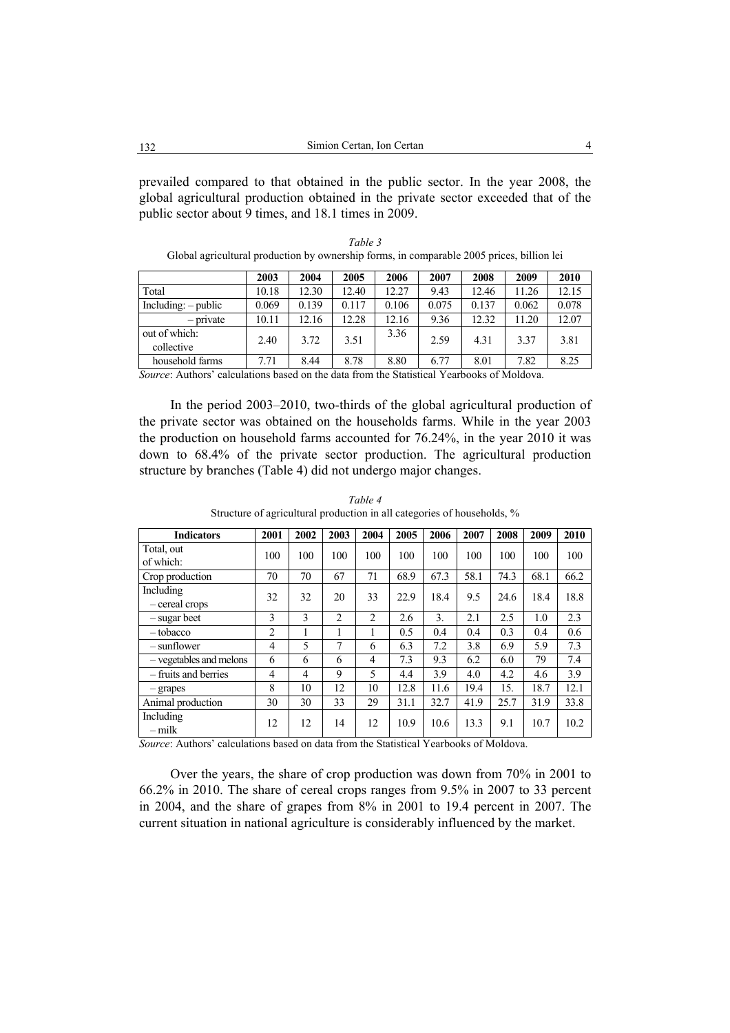prevailed compared to that obtained in the public sector. In the year 2008, the global agricultural production obtained in the private sector exceeded that of the public sector about 9 times, and 18.1 times in 2009.

*Table 3*

Global agricultural production by ownership forms, in comparable 2005 prices, billion lei

| | 2003 | 2004 | 2005 | 2006 | 2007 | 2008 | 2009 | 2010 |
|---|---|---|---|---|---|---|---|---|
| Total | 10.18 | 12.30 | 12.40 | 12.27 | 9.43 | 12.46 | 11.26 | 12.15 |
| Including: – public | 0.069 | 0.139 | 0.117 | 0.106 | 0.075 | 0.137 | 0.062 | 0.078 |
| – private | 10.11 | 12.16 | 12.28 | 12.16 | 9.36 | 12.32 | 11.20 | 12.07 |
| out of which: collective | 2.40 | 3.72 | 3.51 | 3.36 | 2.59 | 4.31 | 3.37 | 3.81 |
| household farms | 7.71 | 8.44 | 8.78 | 8.80 | 6.77 | 8.01 | 7.82 | 8.25 |

*Source*: Authors' calculations based on the data from the Statistical Yearbooks of Moldova.

In the period 2003–2010, two-thirds of the global agricultural production of the private sector was obtained on the households farms. While in the year 2003 the production on household farms accounted for 76.24%, in the year 2010 it was down to 68.4% of the private sector production. The agricultural production structure by branches (Table 4) did not undergo major changes.

*Table 4*

Structure of agricultural production in all categories of households, %

| Indicators | 2001 | 2002 | 2003 | 2004 | 2005 | 2006 | 2007 | 2008 | 2009 | 2010 |
|---|---|---|---|---|---|---|---|---|---|---|
| Total, out of which: | 100 | 100 | 100 | 100 | 100 | 100 | 100 | 100 | 100 | 100 |
| Crop production | 70 | 70 | 67 | 71 | 68.9 | 67.3 | 58.1 | 74.3 | 68.1 | 66.2 |
| Including – cereal crops | 32 | 32 | 20 | 33 | 22.9 | 18.4 | 9.5 | 24.6 | 18.4 | 18.8 |
| – sugar beet | 3 | 3 | 2 | 2 | 2.6 | 3. | 2.1 | 2.5 | 1.0 | 2.3 |
| – tobacco | 2 | 1 | 1 | 1 | 0.5 | 0.4 | 0.4 | 0.3 | 0.4 | 0.6 |
| – sunflower | 4 | 5 | 7 | 6 | 6.3 | 7.2 | 3.8 | 6.9 | 5.9 | 7.3 |
| – vegetables and melons | 6 | 6 | 6 | 4 | 7.3 | 9.3 | 6.2 | 6.0 | 79 | 7.4 |
| – fruits and berries | 4 | 4 | 9 | 5 | 4.4 | 3.9 | 4.0 | 4.2 | 4.6 | 3.9 |
| – grapes | 8 | 10 | 12 | 10 | 12.8 | 11.6 | 19.4 | 15. | 18.7 | 12.1 |
| Animal production | 30 | 30 | 33 | 29 | 31.1 | 32.7 | 41.9 | 25.7 | 31.9 | 33.8 |
| Including – milk | 12 | 12 | 14 | 12 | 10.9 | 10.6 | 13.3 | 9.1 | 10.7 | 10.2 |

*Source*: Authors' calculations based on data from the Statistical Yearbooks of Moldova.

Over the years, the share of crop production was down from 70% in 2001 to 66.2% in 2010. The share of cereal crops ranges from 9.5% in 2007 to 33 percent in 2004, and the share of grapes from 8% in 2001 to 19.4 percent in 2007. The current situation in national agriculture is considerably influenced by the market.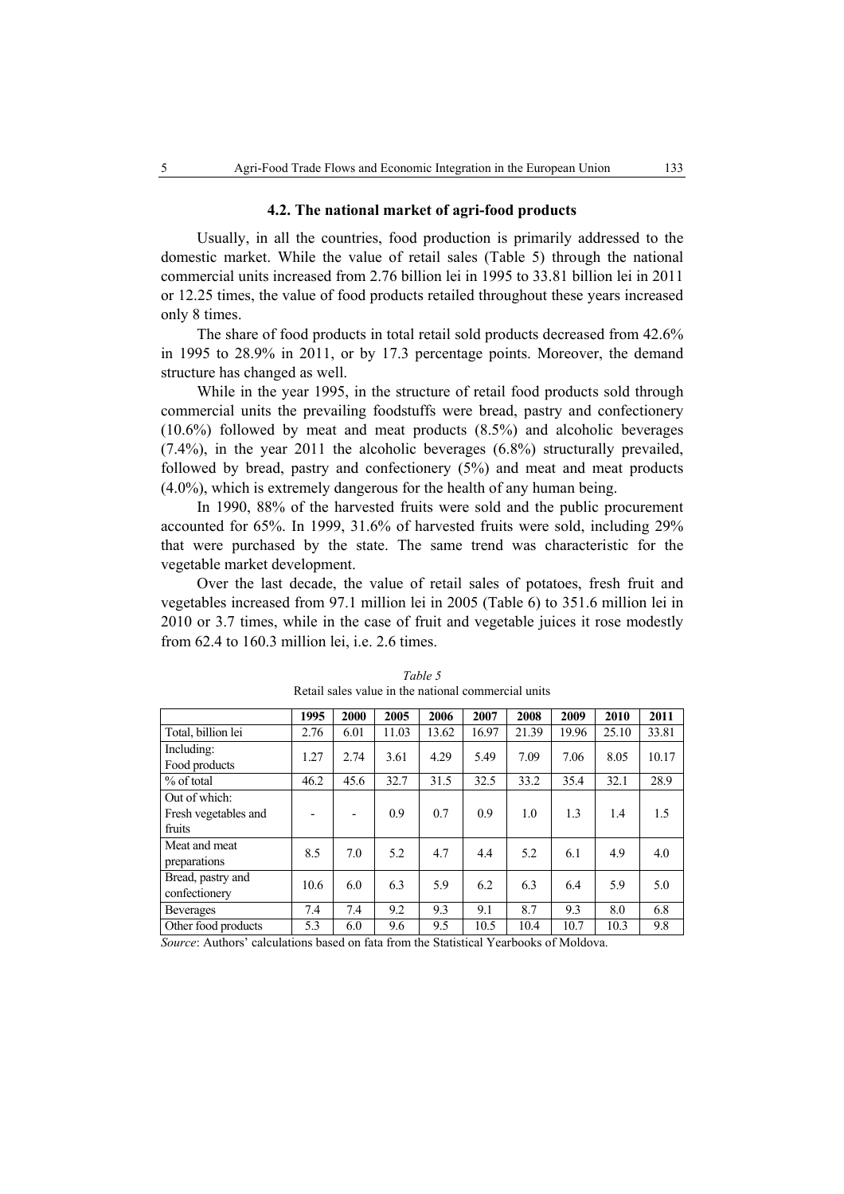### 4.2. The national market of agri-food products

Usually, in all the countries, food production is primarily addressed to the domestic market. While the value of retail sales (Table 5) through the national commercial units increased from 2.76 billion lei in 1995 to 33.81 billion lei in 2011 or 12.25 times, the value of food products retailed throughout these years increased only 8 times.

The share of food products in total retail sold products decreased from 42.6% in 1995 to 28.9% in 2011, or by 17.3 percentage points. Moreover, the demand structure has changed as well.

While in the year 1995, in the structure of retail food products sold through commercial units the prevailing foodstuffs were bread, pastry and confectionery (10.6%) followed by meat and meat products (8.5%) and alcoholic beverages (7.4%), in the year 2011 the alcoholic beverages (6.8%) structurally prevailed, followed by bread, pastry and confectionery (5%) and meat and meat products (4.0%), which is extremely dangerous for the health of any human being.

In 1990, 88% of the harvested fruits were sold and the public procurement accounted for 65%. In 1999, 31.6% of harvested fruits were sold, including 29% that were purchased by the state. The same trend was characteristic for the vegetable market development.

Over the last decade, the value of retail sales of potatoes, fresh fruit and vegetables increased from 97.1 million lei in 2005 (Table 6) to 351.6 million lei in 2010 or 3.7 times, while in the case of fruit and vegetable juices it rose modestly from 62.4 to 160.3 million lei, i.e. 2.6 times.

*Table 5*
Retail sales value in the national commercial units

| | 1995 | 2000 | 2005 | 2006 | 2007 | 2008 | 2009 | 2010 | 2011 |
|---|---|---|---|---|---|---|---|---|---|
| Total, billion lei | 2.76 | 6.01 | 11.03 | 13.62 | 16.97 | 21.39 | 19.96 | 25.10 | 33.81 |
| Including: Food products | 1.27 | 2.74 | 3.61 | 4.29 | 5.49 | 7.09 | 7.06 | 8.05 | 10.17 |
| % of total | 46.2 | 45.6 | 32.7 | 31.5 | 32.5 | 33.2 | 35.4 | 32.1 | 28.9 |
| Out of which: Fresh vegetables and fruits | - | - | 0.9 | 0.7 | 0.9 | 1.0 | 1.3 | 1.4 | 1.5 |
| Meat and meat preparations | 8.5 | 7.0 | 5.2 | 4.7 | 4.4 | 5.2 | 6.1 | 4.9 | 4.0 |
| Bread, pastry and confectionery | 10.6 | 6.0 | 6.3 | 5.9 | 6.2 | 6.3 | 6.4 | 5.9 | 5.0 |
| Beverages | 7.4 | 7.4 | 9.2 | 9.3 | 9.1 | 8.7 | 9.3 | 8.0 | 6.8 |
| Other food products | 5.3 | 6.0 | 9.6 | 9.5 | 10.5 | 10.4 | 10.7 | 10.3 | 9.8 |

*Source*: Authors' calculations based on fata from the Statistical Yearbooks of Moldova.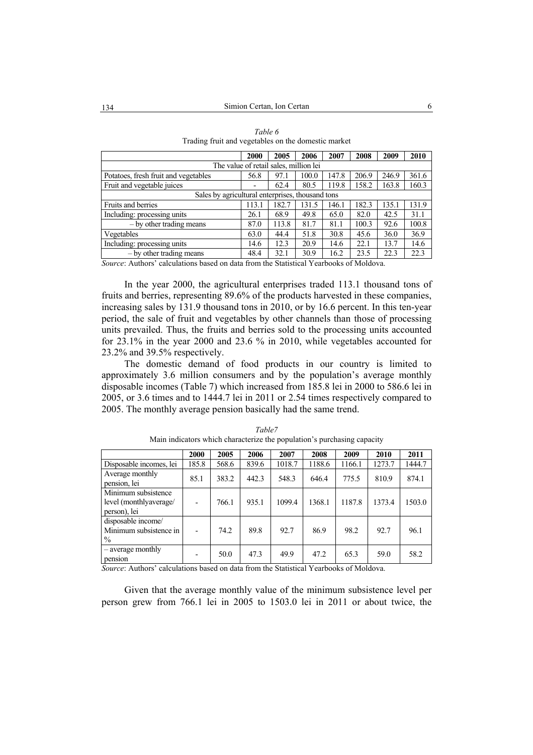*Table 6*

Trading fruit and vegetables on the domestic market

| | 2000 | 2005 | 2006 | 2007 | 2008 | 2009 | 2010 |
|---|---|---|---|---|---|---|---|
| The value of retail sales, million lei | | | | | | | |
| Potatoes, fresh fruit and vegetables | 56.8 | 97.1 | 100.0 | 147.8 | 206.9 | 246.9 | 361.6 |
| Fruit and vegetable juices | - | 62.4 | 80.5 | 119.8 | 158.2 | 163.8 | 160.3 |
| Sales by agricultural enterprises, thousand tons | | | | | | | |
| Fruits and berries | 113.1 | 182.7 | 131.5 | 146.1 | 182.3 | 135.1 | 131.9 |
| Including: processing units | 26.1 | 68.9 | 49.8 | 65.0 | 82.0 | 42.5 | 31.1 |
| – by other trading means | 87.0 | 113.8 | 81.7 | 81.1 | 100.3 | 92.6 | 100.8 |
| Vegetables | 63.0 | 44.4 | 51.8 | 30.8 | 45.6 | 36.0 | 36.9 |
| Including: processing units | 14.6 | 12.3 | 20.9 | 14.6 | 22.1 | 13.7 | 14.6 |
| – by other trading means | 48.4 | 32.1 | 30.9 | 16.2 | 23.5 | 22.3 | 22.3 |

*Source*: Authors' calculations based on data from the Statistical Yearbooks of Moldova.

In the year 2000, the agricultural enterprises traded 113.1 thousand tons of fruits and berries, representing 89.6% of the products harvested in these companies, increasing sales by 131.9 thousand tons in 2010, or by 16.6 percent. In this ten-year period, the sale of fruit and vegetables by other channels than those of processing units prevailed. Thus, the fruits and berries sold to the processing units accounted for 23.1% in the year 2000 and 23.6 % in 2010, while vegetables accounted for 23.2% and 39.5% respectively.

The domestic demand of food products in our country is limited to approximately 3.6 million consumers and by the population's average monthly disposable incomes (Table 7) which increased from 185.8 lei in 2000 to 586.6 lei in 2005, or 3.6 times and to 1444.7 lei in 2011 or 2.54 times respectively compared to 2005. The monthly average pension basically had the same trend.

*Table7*

Main indicators which characterize the population's purchasing capacity

| | 2000 | 2005 | 2006 | 2007 | 2008 | 2009 | 2010 | 2011 |
|---|---|---|---|---|---|---|---|---|
| Disposable incomes, lei | 185.8 | 568.6 | 839.6 | 1018.7 | 1188.6 | 1166.1 | 1273.7 | 1444.7 |
| Average monthly pension, lei | 85.1 | 383.2 | 442.3 | 548.3 | 646.4 | 775.5 | 810.9 | 874.1 |
| Minimum subsistence level (monthlyaverage/ person), lei | - | 766.1 | 935.1 | 1099.4 | 1368.1 | 1187.8 | 1373.4 | 1503.0 |
| disposable income/ Minimum subsistence in % | - | 74.2 | 89.8 | 92.7 | 86.9 | 98.2 | 92.7 | 96.1 |
| – average monthly pension | - | 50.0 | 47.3 | 49.9 | 47.2 | 65.3 | 59.0 | 58.2 |

*Source*: Authors' calculations based on data from the Statistical Yearbooks of Moldova.

Given that the average monthly value of the minimum subsistence level per person grew from 766.1 lei in 2005 to 1503.0 lei in 2011 or about twice, the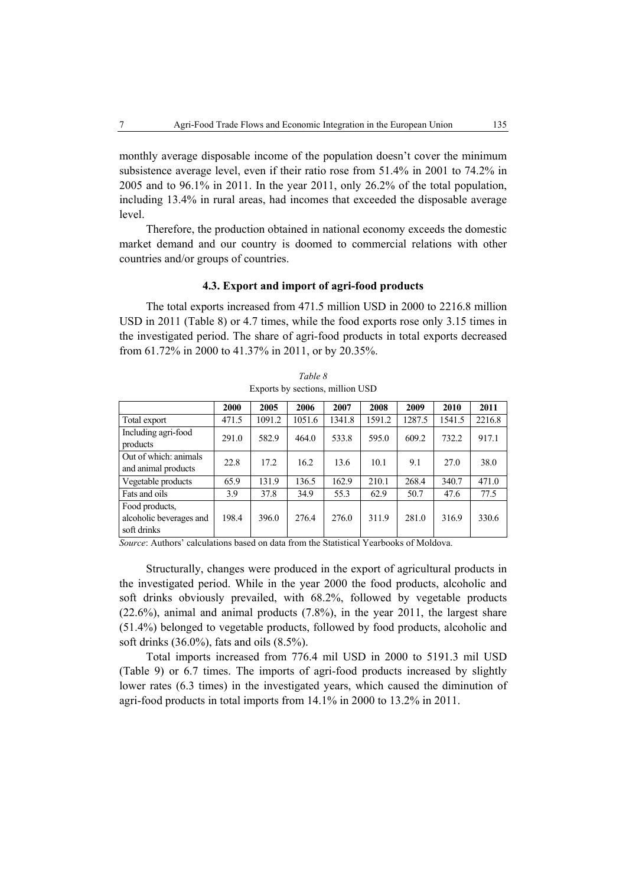monthly average disposable income of the population doesn't cover the minimum subsistence average level, even if their ratio rose from 51.4% in 2001 to 74.2% in 2005 and to 96.1% in 2011. In the year 2011, only 26.2% of the total population, including 13.4% in rural areas, had incomes that exceeded the disposable average level.

Therefore, the production obtained in national economy exceeds the domestic market demand and our country is doomed to commercial relations with other countries and/or groups of countries.

### 4.3. Export and import of agri-food products

The total exports increased from 471.5 million USD in 2000 to 2216.8 million USD in 2011 (Table 8) or 4.7 times, while the food exports rose only 3.15 times in the investigated period. The share of agri-food products in total exports decreased from 61.72% in 2000 to 41.37% in 2011, or by 20.35%.

*Table 8*

Exports by sections, million USD

| | 2000 | 2005 | 2006 | 2007 | 2008 | 2009 | 2010 | 2011 |
|---|---|---|---|---|---|---|---|---|
| Total export | 471.5 | 1091.2 | 1051.6 | 1341.8 | 1591.2 | 1287.5 | 1541.5 | 2216.8 |
| Including agri-food products | 291.0 | 582.9 | 464.0 | 533.8 | 595.0 | 609.2 | 732.2 | 917.1 |
| Out of which: animals and animal products | 22.8 | 17.2 | 16.2 | 13.6 | 10.1 | 9.1 | 27.0 | 38.0 |
| Vegetable products | 65.9 | 131.9 | 136.5 | 162.9 | 210.1 | 268.4 | 340.7 | 471.0 |
| Fats and oils | 3.9 | 37.8 | 34.9 | 55.3 | 62.9 | 50.7 | 47.6 | 77.5 |
| Food products, alcoholic beverages and soft drinks | 198.4 | 396.0 | 276.4 | 276.0 | 311.9 | 281.0 | 316.9 | 330.6 |

*Source*: Authors' calculations based on data from the Statistical Yearbooks of Moldova.

Structurally, changes were produced in the export of agricultural products in the investigated period. While in the year 2000 the food products, alcoholic and soft drinks obviously prevailed, with 68.2%, followed by vegetable products (22.6%), animal and animal products (7.8%), in the year 2011, the largest share (51.4%) belonged to vegetable products, followed by food products, alcoholic and soft drinks (36.0%), fats and oils (8.5%).

Total imports increased from 776.4 mil USD in 2000 to 5191.3 mil USD (Table 9) or 6.7 times. The imports of agri-food products increased by slightly lower rates (6.3 times) in the investigated years, which caused the diminution of agri-food products in total imports from 14.1% in 2000 to 13.2% in 2011.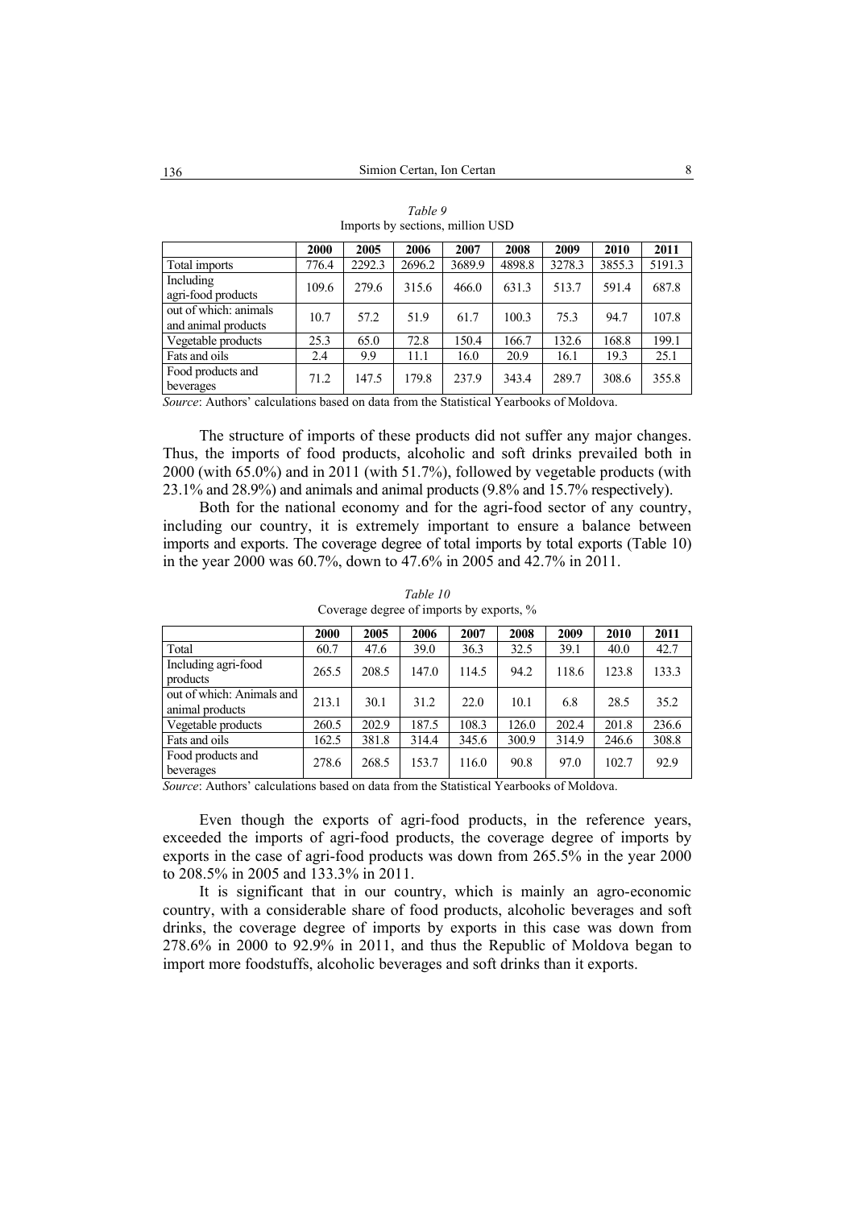*Table 9*

Imports by sections, million USD

| | 2000 | 2005 | 2006 | 2007 | 2008 | 2009 | 2010 | 2011 |
|---|---|---|---|---|---|---|---|---|
| Total imports | 776.4 | 2292.3 | 2696.2 | 3689.9 | 4898.8 | 3278.3 | 3855.3 | 5191.3 |
| Including agri-food products | 109.6 | 279.6 | 315.6 | 466.0 | 631.3 | 513.7 | 591.4 | 687.8 |
| out of which: animals and animal products | 10.7 | 57.2 | 51.9 | 61.7 | 100.3 | 75.3 | 94.7 | 107.8 |
| Vegetable products | 25.3 | 65.0 | 72.8 | 150.4 | 166.7 | 132.6 | 168.8 | 199.1 |
| Fats and oils | 2.4 | 9.9 | 11.1 | 16.0 | 20.9 | 16.1 | 19.3 | 25.1 |
| Food products and beverages | 71.2 | 147.5 | 179.8 | 237.9 | 343.4 | 289.7 | 308.6 | 355.8 |

*Source*: Authors' calculations based on data from the Statistical Yearbooks of Moldova.

The structure of imports of these products did not suffer any major changes. Thus, the imports of food products, alcoholic and soft drinks prevailed both in 2000 (with 65.0%) and in 2011 (with 51.7%), followed by vegetable products (with 23.1% and 28.9%) and animals and animal products (9.8% and 15.7% respectively).

Both for the national economy and for the agri-food sector of any country, including our country, it is extremely important to ensure a balance between imports and exports. The coverage degree of total imports by total exports (Table 10) in the year 2000 was 60.7%, down to 47.6% in 2005 and 42.7% in 2011.

*Table 10*

Coverage degree of imports by exports, %

| | 2000 | 2005 | 2006 | 2007 | 2008 | 2009 | 2010 | 2011 |
|---|---|---|---|---|---|---|---|---|
| Total | 60.7 | 47.6 | 39.0 | 36.3 | 32.5 | 39.1 | 40.0 | 42.7 |
| Including agri-food products | 265.5 | 208.5 | 147.0 | 114.5 | 94.2 | 118.6 | 123.8 | 133.3 |
| out of which: Animals and animal products | 213.1 | 30.1 | 31.2 | 22.0 | 10.1 | 6.8 | 28.5 | 35.2 |
| Vegetable products | 260.5 | 202.9 | 187.5 | 108.3 | 126.0 | 202.4 | 201.8 | 236.6 |
| Fats and oils | 162.5 | 381.8 | 314.4 | 345.6 | 300.9 | 314.9 | 246.6 | 308.8 |
| Food products and beverages | 278.6 | 268.5 | 153.7 | 116.0 | 90.8 | 97.0 | 102.7 | 92.9 |

*Source*: Authors' calculations based on data from the Statistical Yearbooks of Moldova.

Even though the exports of agri-food products, in the reference years, exceeded the imports of agri-food products, the coverage degree of imports by exports in the case of agri-food products was down from 265.5% in the year 2000 to 208.5% in 2005 and 133.3% in 2011.

It is significant that in our country, which is mainly an agro-economic country, with a considerable share of food products, alcoholic beverages and soft drinks, the coverage degree of imports by exports in this case was down from 278.6% in 2000 to 92.9% in 2011, and thus the Republic of Moldova began to import more foodstuffs, alcoholic beverages and soft drinks than it exports.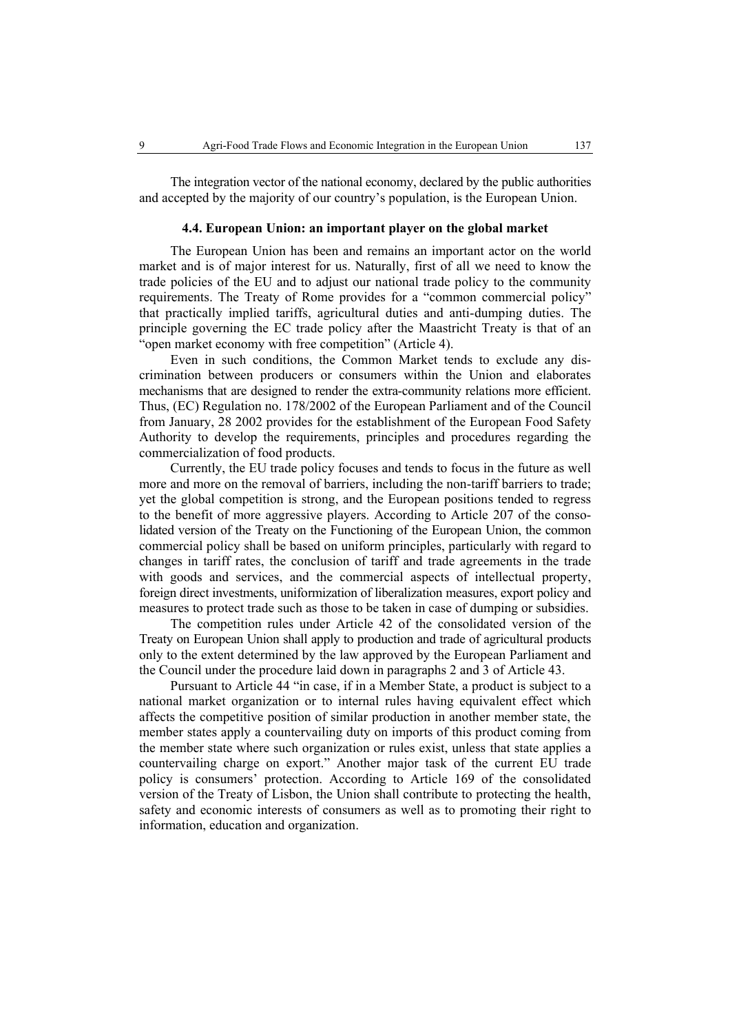The integration vector of the national economy, declared by the public authorities and accepted by the majority of our country's population, is the European Union.

### 4.4. European Union: an important player on the global market

The European Union has been and remains an important actor on the world market and is of major interest for us. Naturally, first of all we need to know the trade policies of the EU and to adjust our national trade policy to the community requirements. The Treaty of Rome provides for a "common commercial policy" that practically implied tariffs, agricultural duties and anti-dumping duties. The principle governing the EC trade policy after the Maastricht Treaty is that of an "open market economy with free competition" (Article 4).

Even in such conditions, the Common Market tends to exclude any discrimination between producers or consumers within the Union and elaborates mechanisms that are designed to render the extra-community relations more efficient. Thus, (EC) Regulation no. 178/2002 of the European Parliament and of the Council from January, 28 2002 provides for the establishment of the European Food Safety Authority to develop the requirements, principles and procedures regarding the commercialization of food products.

Currently, the EU trade policy focuses and tends to focus in the future as well more and more on the removal of barriers, including the non-tariff barriers to trade; yet the global competition is strong, and the European positions tended to regress to the benefit of more aggressive players. According to Article 207 of the consolidated version of the Treaty on the Functioning of the European Union, the common commercial policy shall be based on uniform principles, particularly with regard to changes in tariff rates, the conclusion of tariff and trade agreements in the trade with goods and services, and the commercial aspects of intellectual property, foreign direct investments, uniformization of liberalization measures, export policy and measures to protect trade such as those to be taken in case of dumping or subsidies.

The competition rules under Article 42 of the consolidated version of the Treaty on European Union shall apply to production and trade of agricultural products only to the extent determined by the law approved by the European Parliament and the Council under the procedure laid down in paragraphs 2 and 3 of Article 43.

Pursuant to Article 44 "in case, if in a Member State, a product is subject to a national market organization or to internal rules having equivalent effect which affects the competitive position of similar production in another member state, the member states apply a countervailing duty on imports of this product coming from the member state where such organization or rules exist, unless that state applies a countervailing charge on export." Another major task of the current EU trade policy is consumers' protection. According to Article 169 of the consolidated version of the Treaty of Lisbon, the Union shall contribute to protecting the health, safety and economic interests of consumers as well as to promoting their right to information, education and organization.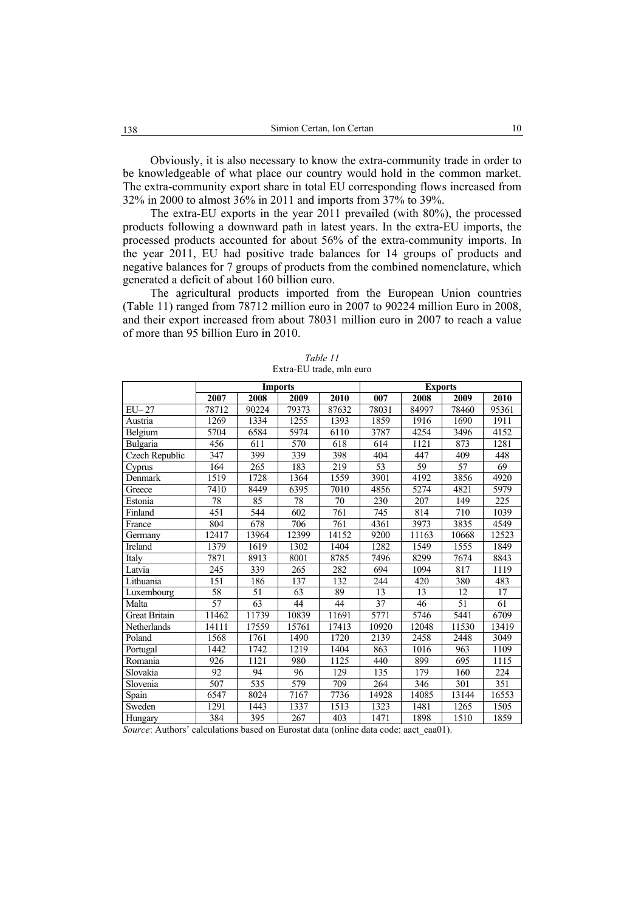Obviously, it is also necessary to know the extra-community trade in order to be knowledgeable of what place our country would hold in the common market. The extra-community export share in total EU corresponding flows increased from 32% in 2000 to almost 36% in 2011 and imports from 37% to 39%.

The extra-EU exports in the year 2011 prevailed (with 80%), the processed products following a downward path in latest years. In the extra-EU imports, the processed products accounted for about 56% of the extra-community imports. In the year 2011, EU had positive trade balances for 14 groups of products and negative balances for 7 groups of products from the combined nomenclature, which generated a deficit of about 160 billion euro.

The agricultural products imported from the European Union countries (Table 11) ranged from 78712 million euro in 2007 to 90224 million Euro in 2008, and their export increased from about 78031 million euro in 2007 to reach a value of more than 95 billion Euro in 2010.

*Table 11*
Extra-EU trade, mln euro

| | Imports | | | | Exports | | | |
|---|---|---|---|---|---|---|---|---|
| | **2007** | **2008** | **2009** | **2010** | **007** | **2008** | **2009** | **2010** |
| EU– 27 | 78712 | 90224 | 79373 | 87632 | 78031 | 84997 | 78460 | 95361 |
| Austria | 1269 | 1334 | 1255 | 1393 | 1859 | 1916 | 1690 | 1911 |
| Belgium | 5704 | 6584 | 5974 | 6110 | 3787 | 4254 | 3496 | 4152 |
| Bulgaria | 456 | 611 | 570 | 618 | 614 | 1121 | 873 | 1281 |
| Czech Republic | 347 | 399 | 339 | 398 | 404 | 447 | 409 | 448 |
| Cyprus | 164 | 265 | 183 | 219 | 53 | 59 | 57 | 69 |
| Denmark | 1519 | 1728 | 1364 | 1559 | 3901 | 4192 | 3856 | 4920 |
| Greece | 7410 | 8449 | 6395 | 7010 | 4856 | 5274 | 4821 | 5979 |
| Estonia | 78 | 85 | 78 | 70 | 230 | 207 | 149 | 225 |
| Finland | 451 | 544 | 602 | 761 | 745 | 814 | 710 | 1039 |
| France | 804 | 678 | 706 | 761 | 4361 | 3973 | 3835 | 4549 |
| Germany | 12417 | 13964 | 12399 | 14152 | 9200 | 11163 | 10668 | 12523 |
| Ireland | 1379 | 1619 | 1302 | 1404 | 1282 | 1549 | 1555 | 1849 |
| Italy | 7871 | 8913 | 8001 | 8785 | 7496 | 8299 | 7674 | 8843 |
| Latvia | 245 | 339 | 265 | 282 | 694 | 1094 | 817 | 1119 |
| Lithuania | 151 | 186 | 137 | 132 | 244 | 420 | 380 | 483 |
| Luxembourg | 58 | 51 | 63 | 89 | 13 | 13 | 12 | 17 |
| Malta | 57 | 63 | 44 | 44 | 37 | 46 | 51 | 61 |
| Great Britain | 11462 | 11739 | 10839 | 11691 | 5771 | 5746 | 5441 | 6709 |
| Netherlands | 14111 | 17559 | 15761 | 17413 | 10920 | 12048 | 11530 | 13419 |
| Poland | 1568 | 1761 | 1490 | 1720 | 2139 | 2458 | 2448 | 3049 |
| Portugal | 1442 | 1742 | 1219 | 1404 | 863 | 1016 | 963 | 1109 |
| Romania | 926 | 1121 | 980 | 1125 | 440 | 899 | 695 | 1115 |
| Slovakia | 92 | 94 | 96 | 129 | 135 | 179 | 160 | 224 |
| Slovenia | 507 | 535 | 579 | 709 | 264 | 346 | 301 | 351 |
| Spain | 6547 | 8024 | 7167 | 7736 | 14928 | 14085 | 13144 | 16553 |
| Sweden | 1291 | 1443 | 1337 | 1513 | 1323 | 1481 | 1265 | 1505 |
| Hungary | 384 | 395 | 267 | 403 | 1471 | 1898 | 1510 | 1859 |

*Source*: Authors' calculations based on Eurostat data (online data code: aact_eaa01).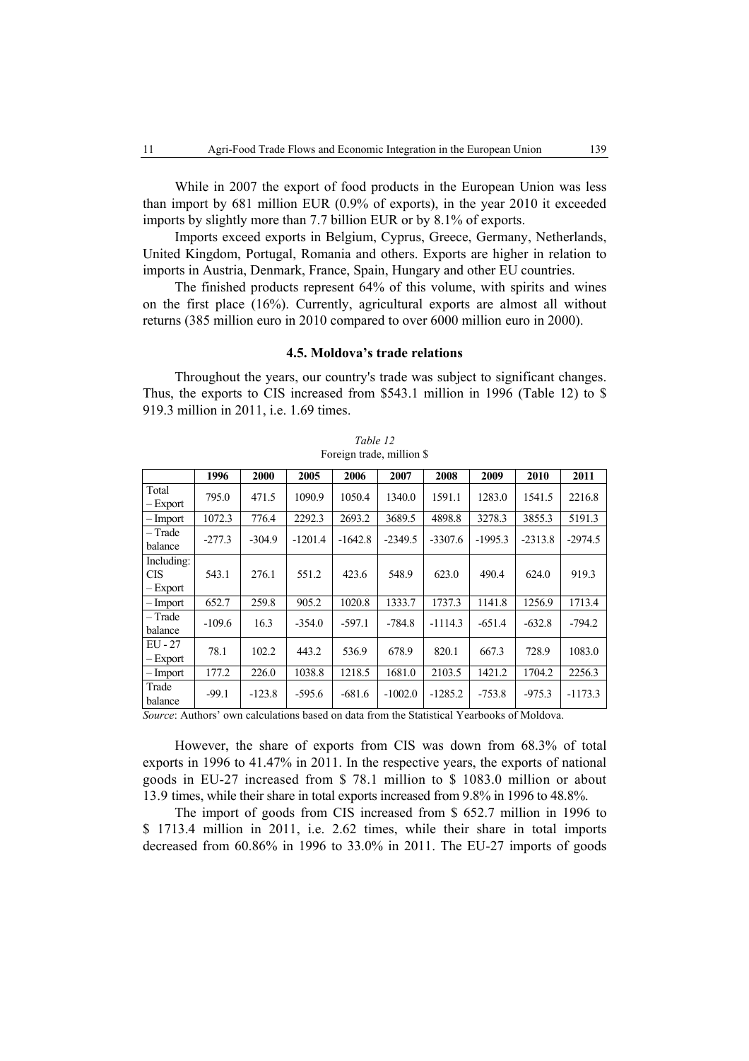While in 2007 the export of food products in the European Union was less than import by 681 million EUR (0.9% of exports), in the year 2010 it exceeded imports by slightly more than 7.7 billion EUR or by 8.1% of exports.

Imports exceed exports in Belgium, Cyprus, Greece, Germany, Netherlands, United Kingdom, Portugal, Romania and others. Exports are higher in relation to imports in Austria, Denmark, France, Spain, Hungary and other EU countries.

The finished products represent 64% of this volume, with spirits and wines on the first place (16%). Currently, agricultural exports are almost all without returns (385 million euro in 2010 compared to over 6000 million euro in 2000).

### 4.5. Moldova's trade relations

Throughout the years, our country's trade was subject to significant changes. Thus, the exports to CIS increased from $543.1 million in 1996 (Table 12) to $ 919.3 million in 2011, i.e. 1.69 times.

*Table 12*
Foreign trade, million $

| | 1996 | 2000 | 2005 | 2006 | 2007 | 2008 | 2009 | 2010 | 2011 |
|---|---|---|---|---|---|---|---|---|---|
| Total – Export | 795.0 | 471.5 | 1090.9 | 1050.4 | 1340.0 | 1591.1 | 1283.0 | 1541.5 | 2216.8 |
| – Import | 1072.3 | 776.4 | 2292.3 | 2693.2 | 3689.5 | 4898.8 | 3278.3 | 3855.3 | 5191.3 |
| – Trade balance | -277.3 | -304.9 | -1201.4 | -1642.8 | -2349.5 | -3307.6 | -1995.3 | -2313.8 | -2974.5 |
| Including: CIS – Export | 543.1 | 276.1 | 551.2 | 423.6 | 548.9 | 623.0 | 490.4 | 624.0 | 919.3 |
| – Import | 652.7 | 259.8 | 905.2 | 1020.8 | 1333.7 | 1737.3 | 1141.8 | 1256.9 | 1713.4 |
| – Trade balance | -109.6 | 16.3 | -354.0 | -597.1 | -784.8 | -1114.3 | -651.4 | -632.8 | -794.2 |
| EU - 27 – Export | 78.1 | 102.2 | 443.2 | 536.9 | 678.9 | 820.1 | 667.3 | 728.9 | 1083.0 |
| – Import | 177.2 | 226.0 | 1038.8 | 1218.5 | 1681.0 | 2103.5 | 1421.2 | 1704.2 | 2256.3 |
| Trade balance | -99.1 | -123.8 | -595.6 | -681.6 | -1002.0 | -1285.2 | -753.8 | -975.3 | -1173.3 |

*Source*: Authors' own calculations based on data from the Statistical Yearbooks of Moldova.

However, the share of exports from CIS was down from 68.3% of total exports in 1996 to 41.47% in 2011. In the respective years, the exports of national goods in EU-27 increased from $ 78.1 million to $ 1083.0 million or about 13.9 times, while their share in total exports increased from 9.8% in 1996 to 48.8%.

The import of goods from CIS increased from $ 652.7 million in 1996 to $ 1713.4 million in 2011, i.e. 2.62 times, while their share in total imports decreased from 60.86% in 1996 to 33.0% in 2011. The EU-27 imports of goods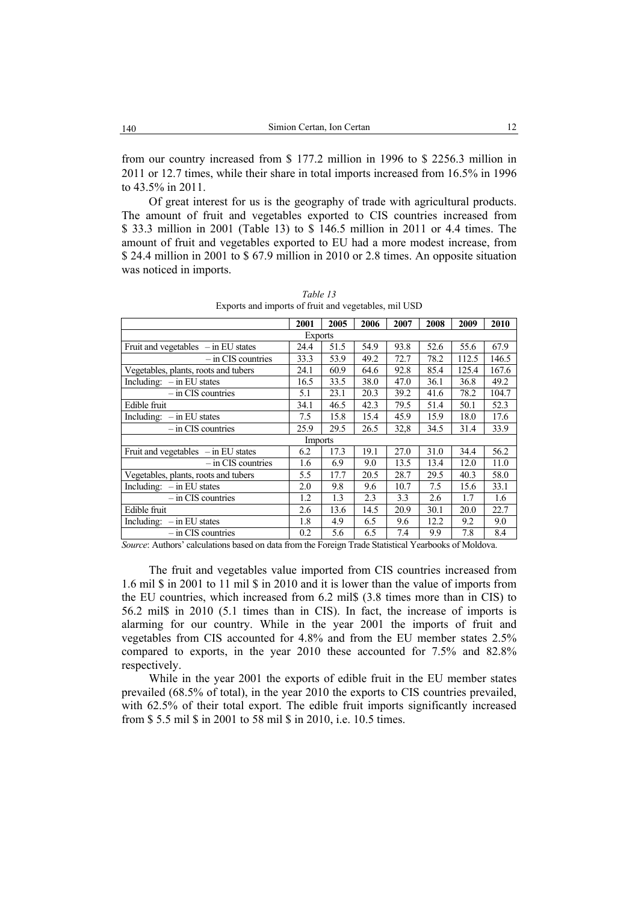from our country increased from $ 177.2 million in 1996 to $ 2256.3 million in 2011 or 12.7 times, while their share in total imports increased from 16.5% in 1996 to 43.5% in 2011.

Of great interest for us is the geography of trade with agricultural products. The amount of fruit and vegetables exported to CIS countries increased from $ 33.3 million in 2001 (Table 13) to $ 146.5 million in 2011 or 4.4 times. The amount of fruit and vegetables exported to EU had a more modest increase, from $ 24.4 million in 2001 to $ 67.9 million in 2010 or 2.8 times. An opposite situation was noticed in imports.

*Table 13*
Exports and imports of fruit and vegetables, mil USD

| | 2001 | 2005 | 2006 | 2007 | 2008 | 2009 | 2010 |
|---|---|---|---|---|---|---|---|
| Exports | | | | | | | |
| Fruit and vegetables – in EU states | 24.4 | 51.5 | 54.9 | 93.8 | 52.6 | 55.6 | 67.9 |
| – in CIS countries | 33.3 | 53.9 | 49.2 | 72.7 | 78.2 | 112.5 | 146.5 |
| Vegetables, plants, roots and tubers | 24.1 | 60.9 | 64.6 | 92.8 | 85.4 | 125.4 | 167.6 |
| Including: – in EU states | 16.5 | 33.5 | 38.0 | 47.0 | 36.1 | 36.8 | 49.2 |
| – in CIS countries | 5.1 | 23.1 | 20.3 | 39.2 | 41.6 | 78.2 | 104.7 |
| Edible fruit | 34.1 | 46.5 | 42.3 | 79.5 | 51.4 | 50.1 | 52.3 |
| Including: – in EU states | 7.5 | 15.8 | 15.4 | 45.9 | 15.9 | 18.0 | 17.6 |
| – in CIS countries | 25.9 | 29.5 | 26.5 | 32,8 | 34.5 | 31.4 | 33.9 |
| Imports | | | | | | | |
| Fruit and vegetables – in EU states | 6.2 | 17.3 | 19.1 | 27.0 | 31.0 | 34.4 | 56.2 |
| – in CIS countries | 1.6 | 6.9 | 9.0 | 13.5 | 13.4 | 12.0 | 11.0 |
| Vegetables, plants, roots and tubers | 5.5 | 17.7 | 20.5 | 28.7 | 29.5 | 40.3 | 58.0 |
| Including: – in EU states | 2.0 | 9.8 | 9.6 | 10.7 | 7.5 | 15.6 | 33.1 |
| – in CIS countries | 1.2 | 1.3 | 2.3 | 3.3 | 2.6 | 1.7 | 1.6 |
| Edible fruit | 2.6 | 13.6 | 14.5 | 20.9 | 30.1 | 20.0 | 22.7 |
| Including: – in EU states | 1.8 | 4.9 | 6.5 | 9.6 | 12.2 | 9.2 | 9.0 |
| – in CIS countries | 0.2 | 5.6 | 6.5 | 7.4 | 9.9 | 7.8 | 8.4 |

*Source*: Authors' calculations based on data from the Foreign Trade Statistical Yearbooks of Moldova.

The fruit and vegetables value imported from CIS countries increased from 1.6 mil $ in 2001 to 11 mil $ in 2010 and it is lower than the value of imports from the EU countries, which increased from 6.2 mil$ (3.8 times more than in CIS) to 56.2 mil$ in 2010 (5.1 times than in CIS). In fact, the increase of imports is alarming for our country. While in the year 2001 the imports of fruit and vegetables from CIS accounted for 4.8% and from the EU member states 2.5% compared to exports, in the year 2010 these accounted for 7.5% and 82.8% respectively.

While in the year 2001 the exports of edible fruit in the EU member states prevailed (68.5% of total), in the year 2010 the exports to CIS countries prevailed, with 62.5% of their total export. The edible fruit imports significantly increased from $ 5.5 mil $ in 2001 to 58 mil $ in 2010, i.e. 10.5 times.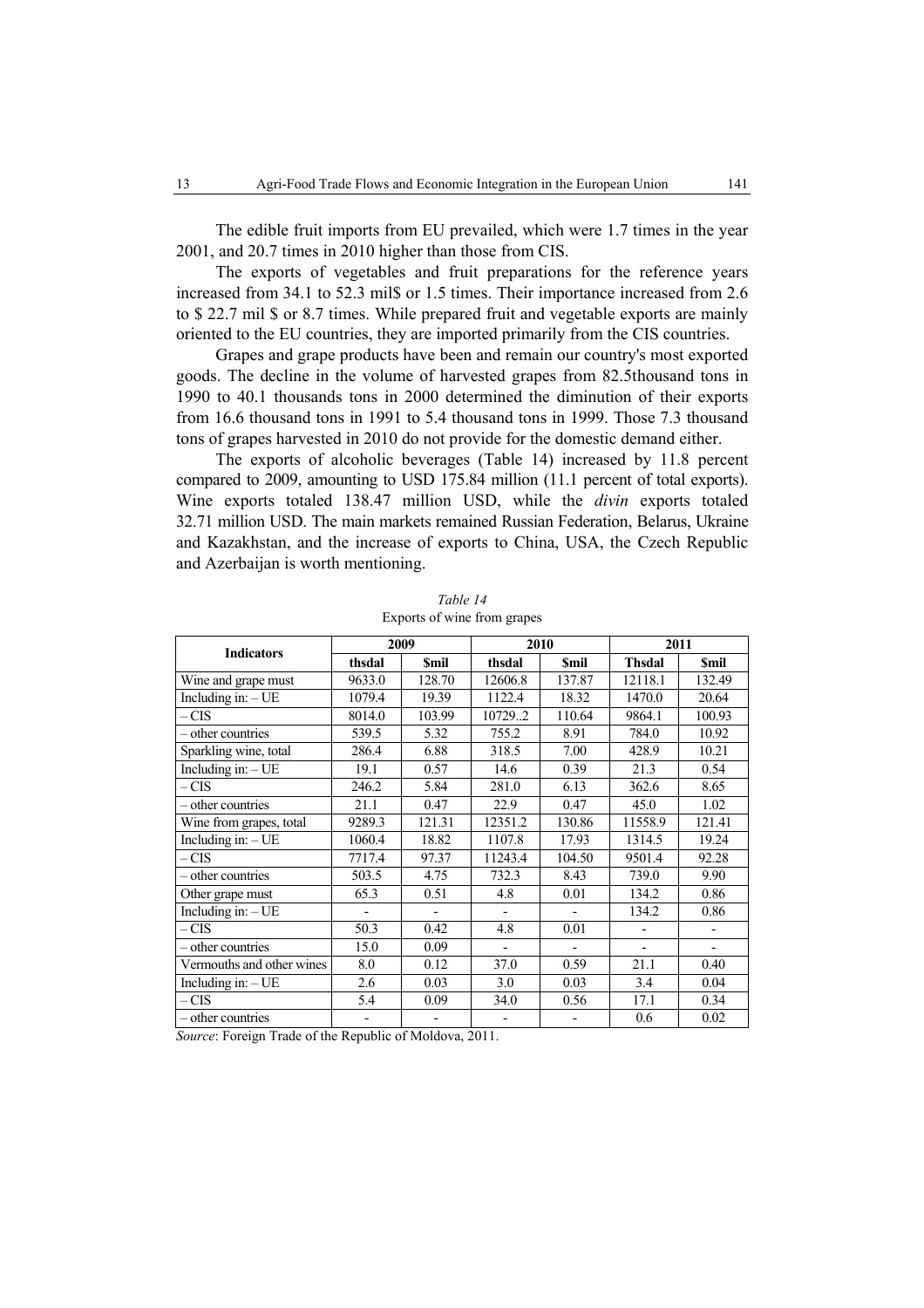The edible fruit imports from EU prevailed, which were 1.7 times in the year 2001, and 20.7 times in 2010 higher than those from CIS.

The exports of vegetables and fruit preparations for the reference years increased from 34.1 to 52.3 mil$ or 1.5 times. Their importance increased from 2.6 to $ 22.7 mil $ or 8.7 times. While prepared fruit and vegetable exports are mainly oriented to the EU countries, they are imported primarily from the CIS countries.

Grapes and grape products have been and remain our country's most exported goods. The decline in the volume of harvested grapes from 82.5thousand tons in 1990 to 40.1 thousands tons in 2000 determined the diminution of their exports from 16.6 thousand tons in 1991 to 5.4 thousand tons in 1999. Those 7.3 thousand tons of grapes harvested in 2010 do not provide for the domestic demand either.

The exports of alcoholic beverages (Table 14) increased by 11.8 percent compared to 2009, amounting to USD 175.84 million (11.1 percent of total exports). Wine exports totaled 138.47 million USD, while the *divin* exports totaled 32.71 million USD. The main markets remained Russian Federation, Belarus, Ukraine and Kazakhstan, and the increase of exports to China, USA, the Czech Republic and Azerbaijan is worth mentioning.

*Table 14*

Exports of wine from grapes

| Indicators | 2009 | | 2010 | | 2011 | |
|---|---|---|---|---|---|---|
| | thsdal | $mil | thsdal | $mil | Thsdal | $mil |
| Wine and grape must | 9633.0 | 128.70 | 12606.8 | 137.87 | 12118.1 | 132.49 |
| Including in: – UE | 1079.4 | 19.39 | 1122.4 | 18.32 | 1470.0 | 20.64 |
| – CIS | 8014.0 | 103.99 | 10729..2 | 110.64 | 9864.1 | 100.93 |
| – other countries | 539.5 | 5.32 | 755.2 | 8.91 | 784.0 | 10.92 |
| Sparkling wine, total | 286.4 | 6.88 | 318.5 | 7.00 | 428.9 | 10.21 |
| Including in: – UE | 19.1 | 0.57 | 14.6 | 0.39 | 21.3 | 0.54 |
| – CIS | 246.2 | 5.84 | 281.0 | 6.13 | 362.6 | 8.65 |
| – other countries | 21.1 | 0.47 | 22.9 | 0.47 | 45.0 | 1.02 |
| Wine from grapes, total | 9289.3 | 121.31 | 12351.2 | 130.86 | 11558.9 | 121.41 |
| Including in: – UE | 1060.4 | 18.82 | 1107.8 | 17.93 | 1314.5 | 19.24 |
| – CIS | 7717.4 | 97.37 | 11243.4 | 104.50 | 9501.4 | 92.28 |
| – other countries | 503.5 | 4.75 | 732.3 | 8.43 | 739.0 | 9.90 |
| Other grape must | 65.3 | 0.51 | 4.8 | 0.01 | 134.2 | 0.86 |
| Including in: – UE | - | - | - | - | 134.2 | 0.86 |
| – CIS | 50.3 | 0.42 | 4.8 | 0.01 | - | - |
| – other countries | 15.0 | 0.09 | - | - | - | - |
| Vermouths and other wines | 8.0 | 0.12 | 37.0 | 0.59 | 21.1 | 0.40 |
| Including in: – UE | 2.6 | 0.03 | 3.0 | 0.03 | 3.4 | 0.04 |
| – CIS | 5.4 | 0.09 | 34.0 | 0.56 | 17.1 | 0.34 |
| – other countries | - | - | - | - | 0.6 | 0.02 |

*Source*: Foreign Trade of the Republic of Moldova, 2011.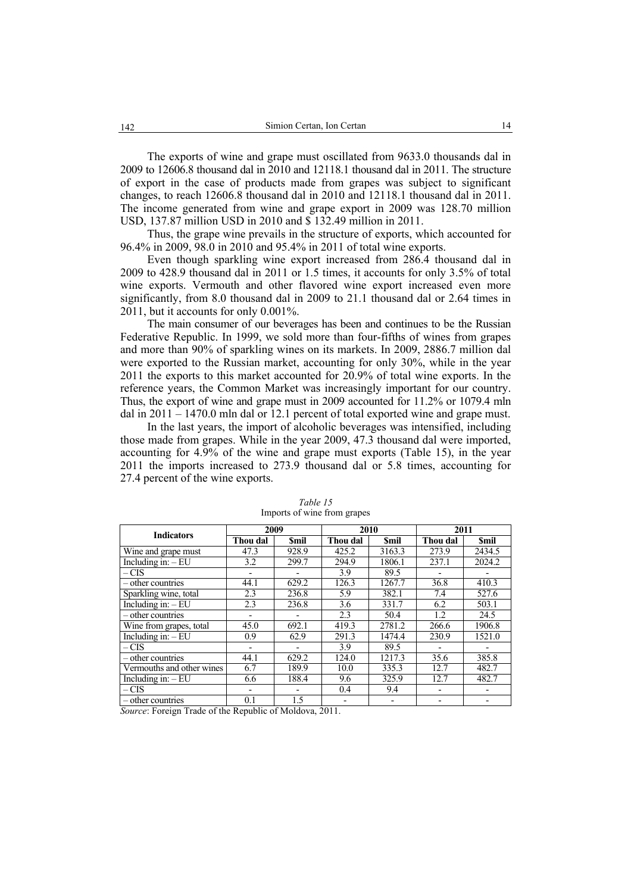The exports of wine and grape must oscillated from 9633.0 thousands dal in 2009 to 12606.8 thousand dal in 2010 and 12118.1 thousand dal in 2011. The structure of export in the case of products made from grapes was subject to significant changes, to reach 12606.8 thousand dal in 2010 and 12118.1 thousand dal in 2011. The income generated from wine and grape export in 2009 was 128.70 million USD, 137.87 million USD in 2010 and $ 132.49 million in 2011.

Thus, the grape wine prevails in the structure of exports, which accounted for 96.4% in 2009, 98.0 in 2010 and 95.4% in 2011 of total wine exports.

Even though sparkling wine export increased from 286.4 thousand dal in 2009 to 428.9 thousand dal in 2011 or 1.5 times, it accounts for only 3.5% of total wine exports. Vermouth and other flavored wine export increased even more significantly, from 8.0 thousand dal in 2009 to 21.1 thousand dal or 2.64 times in 2011, but it accounts for only 0.001%.

The main consumer of our beverages has been and continues to be the Russian Federative Republic. In 1999, we sold more than four-fifths of wines from grapes and more than 90% of sparkling wines on its markets. In 2009, 2886.7 million dal were exported to the Russian market, accounting for only 30%, while in the year 2011 the exports to this market accounted for 20.9% of total wine exports. In the reference years, the Common Market was increasingly important for our country. Thus, the export of wine and grape must in 2009 accounted for 11.2% or 1079.4 mln dal in 2011 – 1470.0 mln dal or 12.1 percent of total exported wine and grape must.

In the last years, the import of alcoholic beverages was intensified, including those made from grapes. While in the year 2009, 47.3 thousand dal were imported, accounting for 4.9% of the wine and grape must exports (Table 15), in the year 2011 the imports increased to 273.9 thousand dal or 5.8 times, accounting for 27.4 percent of the wine exports.

*Table 15*
Imports of wine from grapes

| Indicators | 2009 | | 2010 | | 2011 | |
|---|---|---|---|---|---|---|
| | Thou dal | $mil | Thou dal | $mil | Thou dal | $mil |
| Wine and grape must | 47.3 | 928.9 | 425.2 | 3163.3 | 273.9 | 2434.5 |
| Including in: – EU | 3.2 | 299.7 | 294.9 | 1806.1 | 237.1 | 2024.2 |
| – CIS | - | - | 3.9 | 89.5 | - | - |
| – other countries | 44.1 | 629.2 | 126.3 | 1267.7 | 36.8 | 410.3 |
| Sparkling wine, total | 2.3 | 236.8 | 5.9 | 382.1 | 7.4 | 527.6 |
| Including in: – EU | 2.3 | 236.8 | 3.6 | 331.7 | 6.2 | 503.1 |
| – other countries | - | - | 2.3 | 50.4 | 1.2 | 24.5 |
| Wine from grapes, total | 45.0 | 692.1 | 419.3 | 2781.2 | 266.6 | 1906.8 |
| Including in: – EU | 0.9 | 62.9 | 291.3 | 1474.4 | 230.9 | 1521.0 |
| – CIS | - | - | 3.9 | 89.5 | - | - |
| – other countries | 44.1 | 629.2 | 124.0 | 1217.3 | 35.6 | 385.8 |
| Vermouths and other wines | 6.7 | 189.9 | 10.0 | 335.3 | 12.7 | 482.7 |
| Including in: – EU | 6.6 | 188.4 | 9.6 | 325.9 | 12.7 | 482.7 |
| – CIS | - | - | 0.4 | 9.4 | - | - |
| – other countries | 0.1 | 1.5 | - | - | - | - |

*Source*: Foreign Trade of the Republic of Moldova, 2011.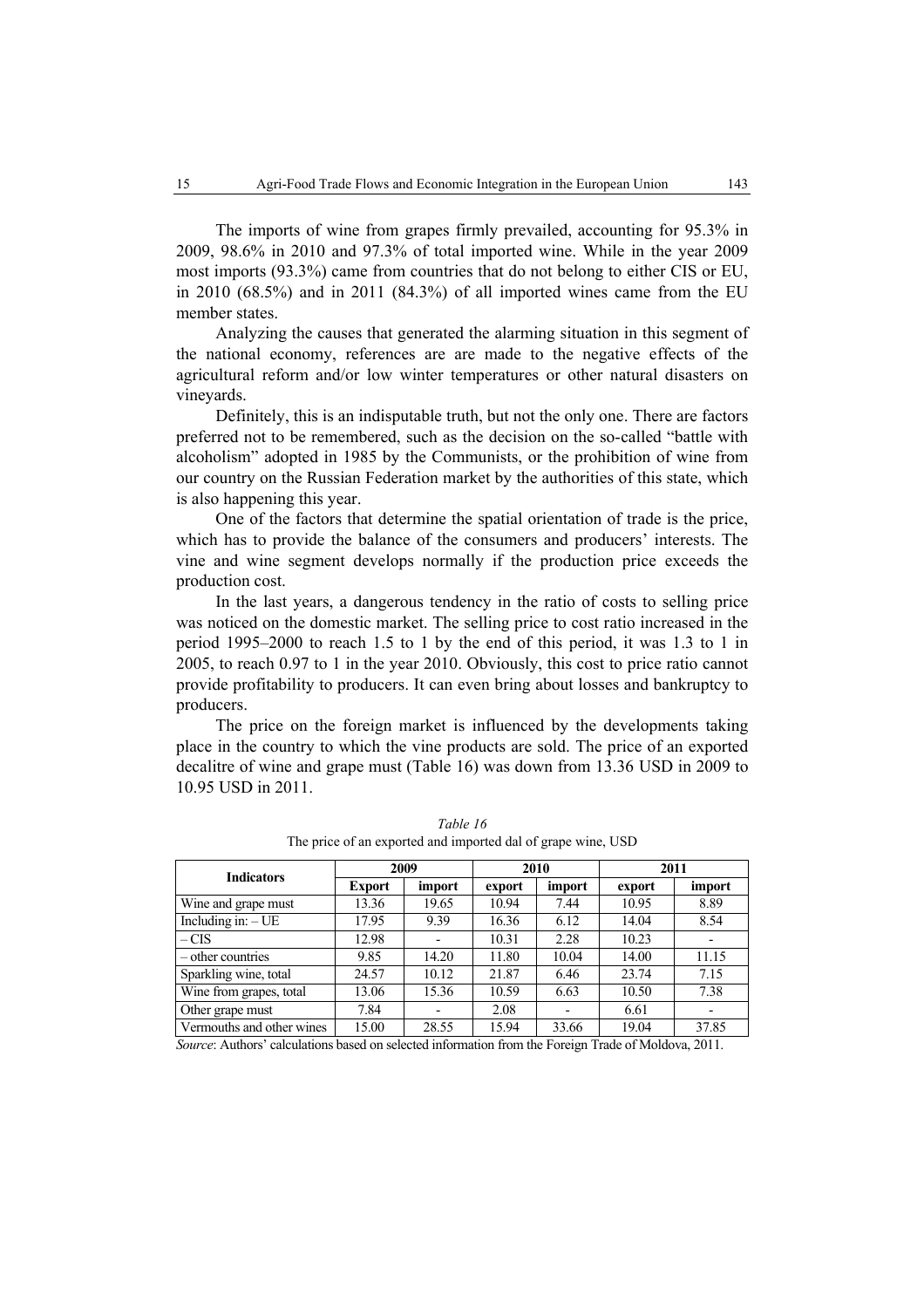The imports of wine from grapes firmly prevailed, accounting for 95.3% in 2009, 98.6% in 2010 and 97.3% of total imported wine. While in the year 2009 most imports (93.3%) came from countries that do not belong to either CIS or EU, in 2010 (68.5%) and in 2011 (84.3%) of all imported wines came from the EU member states.

Analyzing the causes that generated the alarming situation in this segment of the national economy, references are are made to the negative effects of the agricultural reform and/or low winter temperatures or other natural disasters on vineyards.

Definitely, this is an indisputable truth, but not the only one. There are factors preferred not to be remembered, such as the decision on the so-called "battle with alcoholism" adopted in 1985 by the Communists, or the prohibition of wine from our country on the Russian Federation market by the authorities of this state, which is also happening this year.

One of the factors that determine the spatial orientation of trade is the price, which has to provide the balance of the consumers and producers' interests. The vine and wine segment develops normally if the production price exceeds the production cost.

In the last years, a dangerous tendency in the ratio of costs to selling price was noticed on the domestic market. The selling price to cost ratio increased in the period 1995–2000 to reach 1.5 to 1 by the end of this period, it was 1.3 to 1 in 2005, to reach 0.97 to 1 in the year 2010. Obviously, this cost to price ratio cannot provide profitability to producers. It can even bring about losses and bankruptcy to producers.

The price on the foreign market is influenced by the developments taking place in the country to which the vine products are sold. The price of an exported decalitre of wine and grape must (Table 16) was down from 13.36 USD in 2009 to 10.95 USD in 2011.

*Table 16*
The price of an exported and imported dal of grape wine, USD

| Indicators | 2009 | | 2010 | | 2011 | |
|---|---|---|---|---|---|---|
| | **Export** | **import** | **export** | **import** | **export** | **import** |
| Wine and grape must | 13.36 | 19.65 | 10.94 | 7.44 | 10.95 | 8.89 |
| Including in: – UE | 17.95 | 9.39 | 16.36 | 6.12 | 14.04 | 8.54 |
| – CIS | 12.98 | - | 10.31 | 2.28 | 10.23 | - |
| – other countries | 9.85 | 14.20 | 11.80 | 10.04 | 14.00 | 11.15 |
| Sparkling wine, total | 24.57 | 10.12 | 21.87 | 6.46 | 23.74 | 7.15 |
| Wine from grapes, total | 13.06 | 15.36 | 10.59 | 6.63 | 10.50 | 7.38 |
| Other grape must | 7.84 | - | 2.08 | - | 6.61 | - |
| Vermouths and other wines | 15.00 | 28.55 | 15.94 | 33.66 | 19.04 | 37.85 |

*Source*: Authors' calculations based on selected information from the Foreign Trade of Moldova, 2011.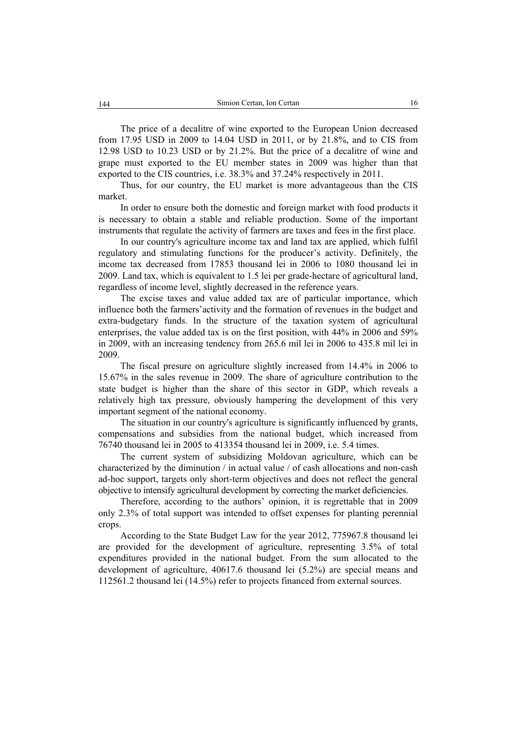The price of a decalitre of wine exported to the European Union decreased from 17.95 USD in 2009 to 14.04 USD in 2011, or by 21.8%, and to CIS from 12.98 USD to 10.23 USD or by 21.2%. But the price of a decalitre of wine and grape must exported to the EU member states in 2009 was higher than that exported to the CIS countries, i.e. 38.3% and 37.24% respectively in 2011.

Thus, for our country, the EU market is more advantageous than the CIS market.

In order to ensure both the domestic and foreign market with food products it is necessary to obtain a stable and reliable production. Some of the important instruments that regulate the activity of farmers are taxes and fees in the first place.

In our country's agriculture income tax and land tax are applied, which fulfil regulatory and stimulating functions for the producer's activity. Definitely, the income tax decreased from 17853 thousand lei in 2006 to 1080 thousand lei in 2009. Land tax, which is equivalent to 1.5 lei per grade-hectare of agricultural land, regardless of income level, slightly decreased in the reference years.

The excise taxes and value added tax are of particular importance, which influence both the farmers'activity and the formation of revenues in the budget and extra-budgetary funds. In the structure of the taxation system of agricultural enterprises, the value added tax is on the first position, with 44% in 2006 and 59% in 2009, with an increasing tendency from 265.6 mil lei in 2006 to 435.8 mil lei in 2009.

The fiscal presure on agriculture slightly increased from 14.4% in 2006 to 15.67% in the sales revenue in 2009. The share of agriculture contribution to the state budget is higher than the share of this sector in GDP, which reveals a relatively high tax pressure, obviously hampering the development of this very important segment of the national economy.

The situation in our country's agriculture is significantly influenced by grants, compensations and subsidies from the national budget, which increased from 76740 thousand lei in 2005 to 413354 thousand lei in 2009, i.e. 5.4 times.

The current system of subsidizing Moldovan agriculture, which can be characterized by the diminution / in actual value / of cash allocations and non-cash ad-hoc support, targets only short-term objectives and does not reflect the general objective to intensify agricultural development by correcting the market deficiencies.

Therefore, according to the authors' opinion, it is regrettable that in 2009 only 2.3% of total support was intended to offset expenses for planting perennial crops.

According to the State Budget Law for the year 2012, 775967.8 thousand lei are provided for the development of agriculture, representing 3.5% of total expenditures provided in the national budget. From the sum allocated to the development of agriculture, 40617.6 thousand lei (5.2%) are special means and 112561.2 thousand lei (14.5%) refer to projects financed from external sources.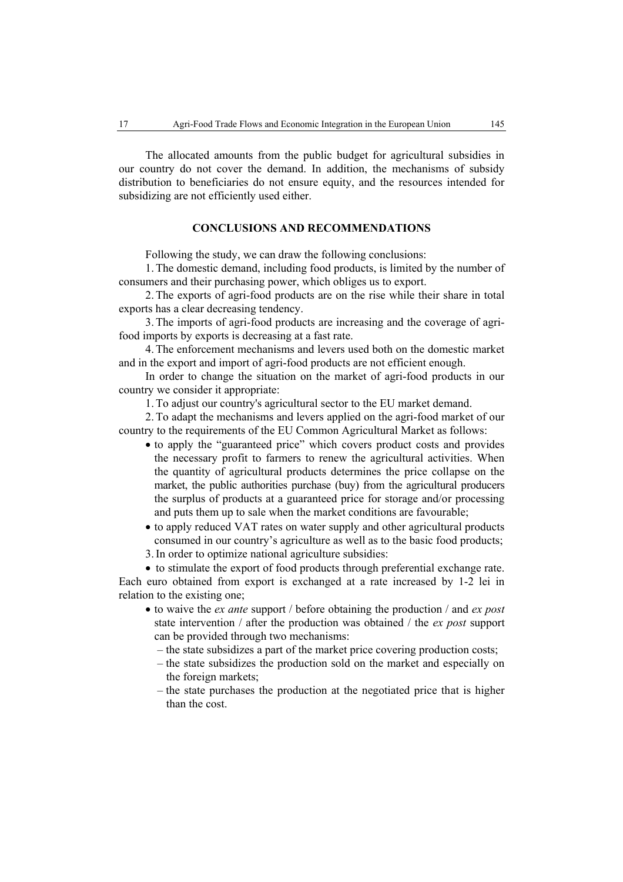The allocated amounts from the public budget for agricultural subsidies in our country do not cover the demand. In addition, the mechanisms of subsidy distribution to beneficiaries do not ensure equity, and the resources intended for subsidizing are not efficiently used either.

## CONCLUSIONS AND RECOMMENDATIONS

Following the study, we can draw the following conclusions:

1. The domestic demand, including food products, is limited by the number of consumers and their purchasing power, which obliges us to export.
2. The exports of agri-food products are on the rise while their share in total exports has a clear decreasing tendency.
3. The imports of agri-food products are increasing and the coverage of agri-food imports by exports is decreasing at a fast rate.
4. The enforcement mechanisms and levers used both on the domestic market and in the export and import of agri-food products are not efficient enough.

In order to change the situation on the market of agri-food products in our country we consider it appropriate:

1. To adjust our country's agricultural sector to the EU market demand.
2. To adapt the mechanisms and levers applied on the agri-food market of our country to the requirements of the EU Common Agricultural Market as follows:
   - to apply the "guaranteed price" which covers product costs and provides the necessary profit to farmers to renew the agricultural activities. When the quantity of agricultural products determines the price collapse on the market, the public authorities purchase (buy) from the agricultural producers the surplus of products at a guaranteed price for storage and/or processing and puts them up to sale when the market conditions are favourable;
   - to apply reduced VAT rates on water supply and other agricultural products consumed in our country's agriculture as well as to the basic food products;
3. In order to optimize national agriculture subsidies:
   - to stimulate the export of food products through preferential exchange rate. Each euro obtained from export is exchanged at a rate increased by 1-2 lei in relation to the existing one;
   - to waive the *ex ante* support / before obtaining the production / and *ex post* state intervention / after the production was obtained / the *ex post* support can be provided through two mechanisms:
     - the state subsidizes a part of the market price covering production costs;
     - the state subsidizes the production sold on the market and especially on the foreign markets;
     - the state purchases the production at the negotiated price that is higher than the cost.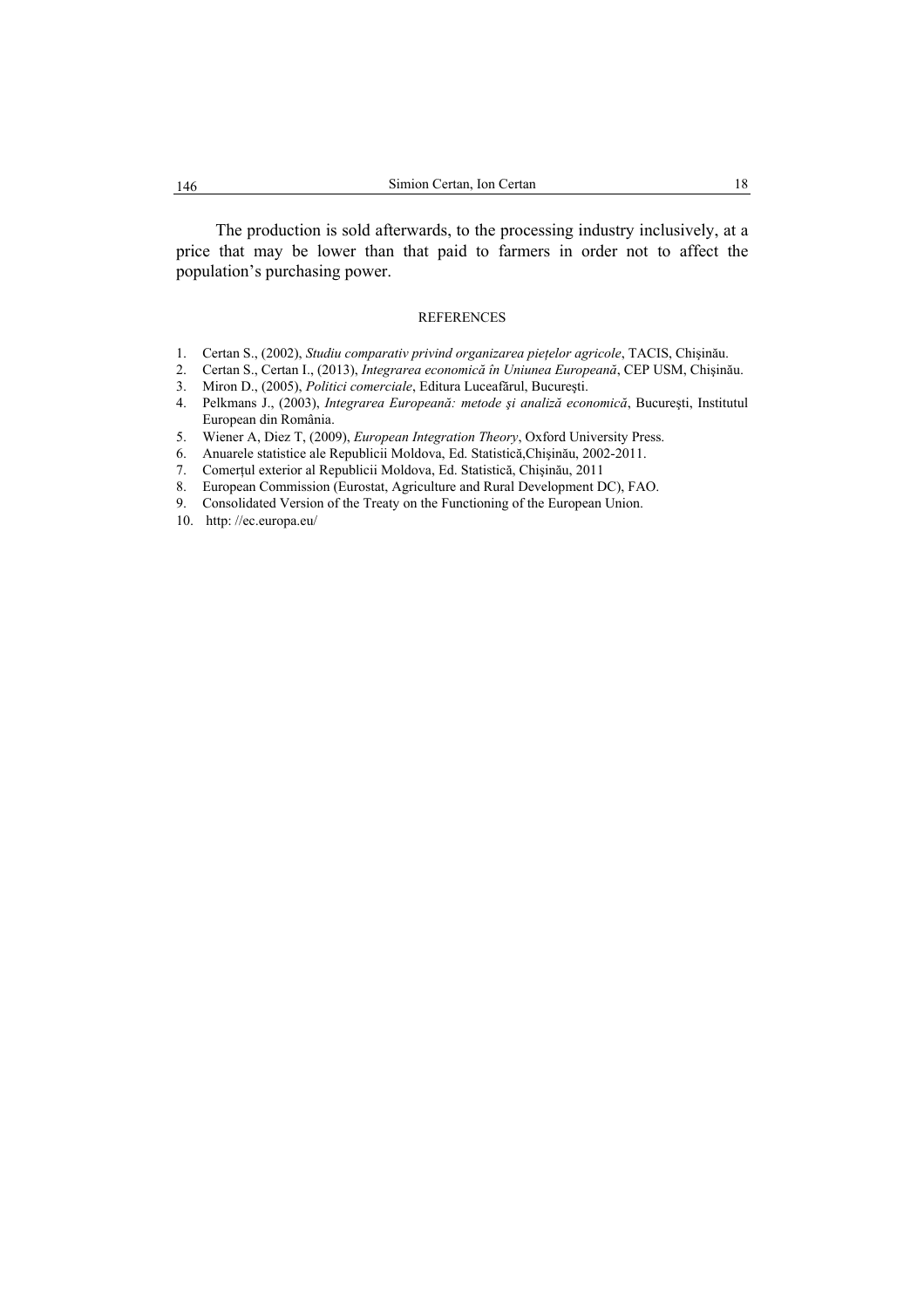The production is sold afterwards, to the processing industry inclusively, at a price that may be lower than that paid to farmers in order not to affect the population's purchasing power.

## REFERENCES

1. Certan S., (2002), *Studiu comparativ privind organizarea pieţelor agricole*, TACIS, Chişinău.
2. Certan S., Certan I., (2013), *Integrarea economică în Uniunea Europeană*, CEP USM, Chişinău.
3. Miron D., (2005), *Politici comerciale*, Editura Luceafărul, Bucureşti.
4. Pelkmans J., (2003), *Integrarea Europeană: metode şi analiză economică*, Bucureşti, Institutul European din România.
5. Wiener A, Diez T, (2009), *European Integration Theory*, Oxford University Press.
6. Anuarele statistice ale Republicii Moldova, Ed. Statistică,Chişinău, 2002-2011.
7. Comerţul exterior al Republicii Moldova, Ed. Statistică, Chişinău, 2011
8. European Commission (Eurostat, Agriculture and Rural Development DC), FAO.
9. Consolidated Version of the Treaty on the Functioning of the European Union.
10. http: //ec.europa.eu/